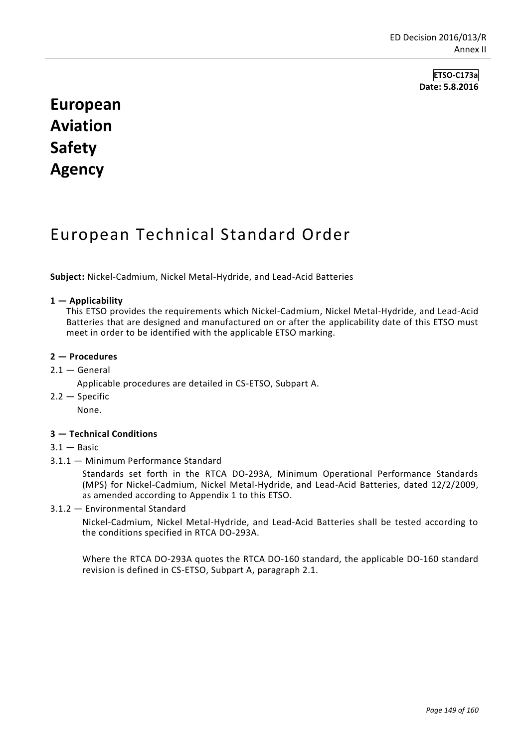**ETSO-C173a**
**Date: 5.8.2016**

# European Aviation Safety Agency

## European Technical Standard Order

**Subject:** Nickel-Cadmium, Nickel Metal-Hydride, and Lead-Acid Batteries

### 1 — Applicability

This ETSO provides the requirements which Nickel-Cadmium, Nickel Metal-Hydride, and Lead-Acid Batteries that are designed and manufactured on or after the applicability date of this ETSO must meet in order to be identified with the applicable ETSO marking.

### 2 — Procedures

2.1 — General

Applicable procedures are detailed in CS-ETSO, Subpart A.

2.2 — Specific

None.

### 3 — Technical Conditions

3.1 — Basic

3.1.1 — Minimum Performance Standard

Standards set forth in the RTCA DO-293A, Minimum Operational Performance Standards (MPS) for Nickel-Cadmium, Nickel Metal-Hydride, and Lead-Acid Batteries, dated 12/2/2009, as amended according to Appendix 1 to this ETSO.

3.1.2 — Environmental Standard

Nickel-Cadmium, Nickel Metal-Hydride, and Lead-Acid Batteries shall be tested according to the conditions specified in RTCA DO-293A.

Where the RTCA DO-293A quotes the RTCA DO-160 standard, the applicable DO-160 standard revision is defined in CS-ETSO, Subpart A, paragraph 2.1.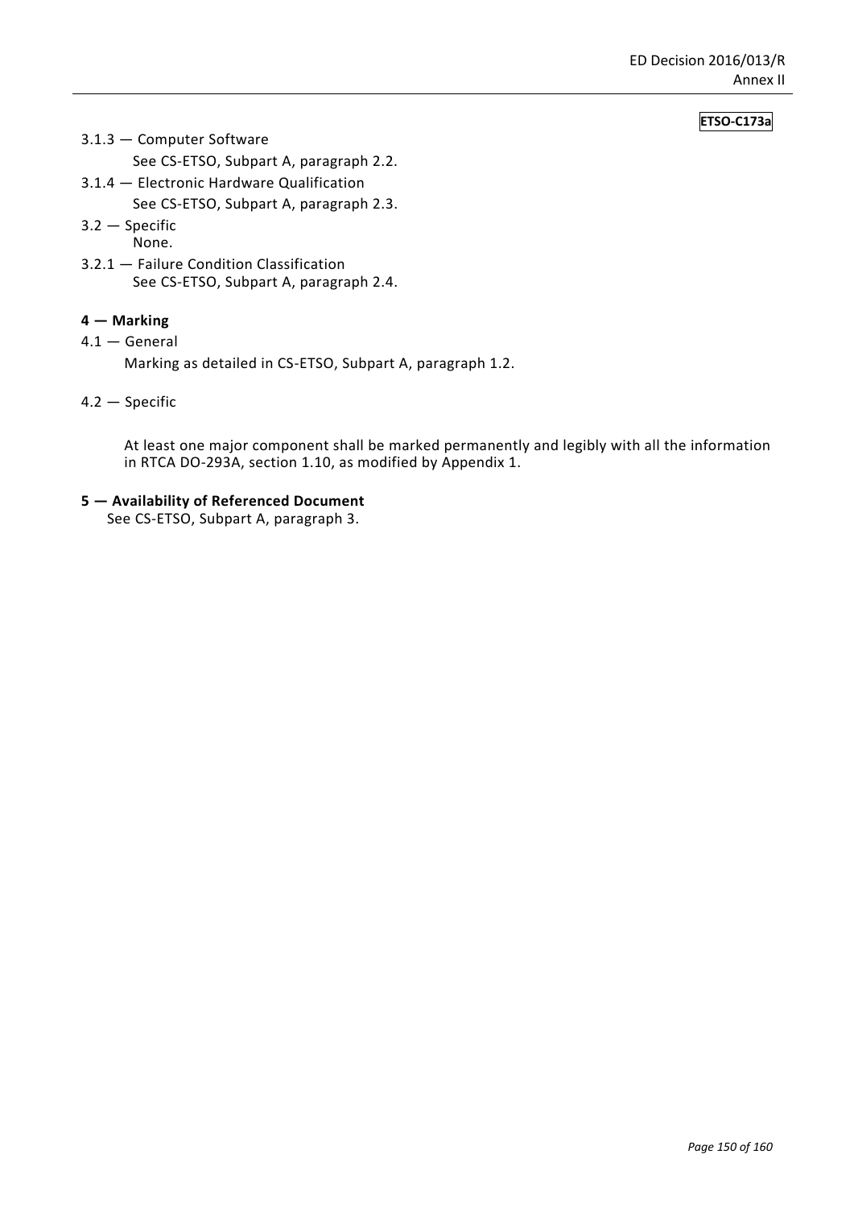**ETSO-C173a**

3.1.3 — Computer Software

See CS-ETSO, Subpart A, paragraph 2.2.

3.1.4 — Electronic Hardware Qualification

See CS-ETSO, Subpart A, paragraph 2.3.

3.2 — Specific

None.

3.2.1 — Failure Condition Classification

See CS-ETSO, Subpart A, paragraph 2.4.

## 4 — Marking

4.1 — General

Marking as detailed in CS-ETSO, Subpart A, paragraph 1.2.

4.2 — Specific

At least one major component shall be marked permanently and legibly with all the information in RTCA DO-293A, section 1.10, as modified by Appendix 1.

## 5 — Availability of Referenced Document

See CS-ETSO, Subpart A, paragraph 3.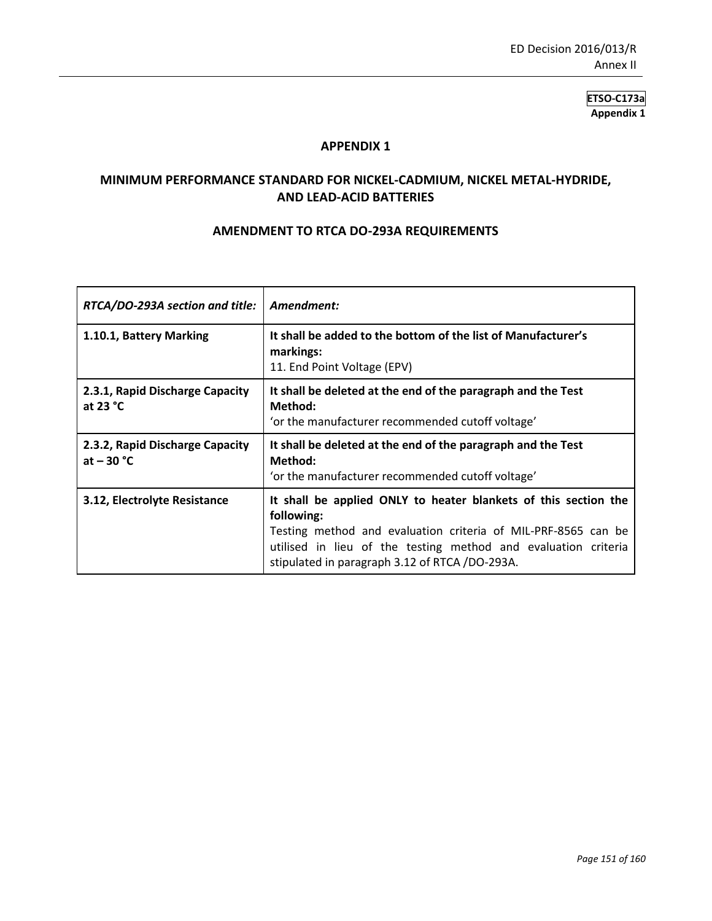**ETSO-C173a**
**Appendix 1**

## APPENDIX 1

## MINIMUM PERFORMANCE STANDARD FOR NICKEL-CADMIUM, NICKEL METAL-HYDRIDE, AND LEAD-ACID BATTERIES

## AMENDMENT TO RTCA DO-293A REQUIREMENTS

| *RTCA/DO-293A section and title:* | *Amendment:* |
|---|---|
| **1.10.1, Battery Marking** | **It shall be added to the bottom of the list of Manufacturer's markings:** 11. End Point Voltage (EPV) |
| **2.3.1, Rapid Discharge Capacity at 23 °C** | **It shall be deleted at the end of the paragraph and the Test Method:** 'or the manufacturer recommended cutoff voltage' |
| **2.3.2, Rapid Discharge Capacity at – 30 °C** | **It shall be deleted at the end of the paragraph and the Test Method:** 'or the manufacturer recommended cutoff voltage' |
| **3.12, Electrolyte Resistance** | **It shall be applied ONLY to heater blankets of this section the following:** Testing method and evaluation criteria of MIL-PRF-8565 can be utilised in lieu of the testing method and evaluation criteria stipulated in paragraph 3.12 of RTCA /DO-293A. |